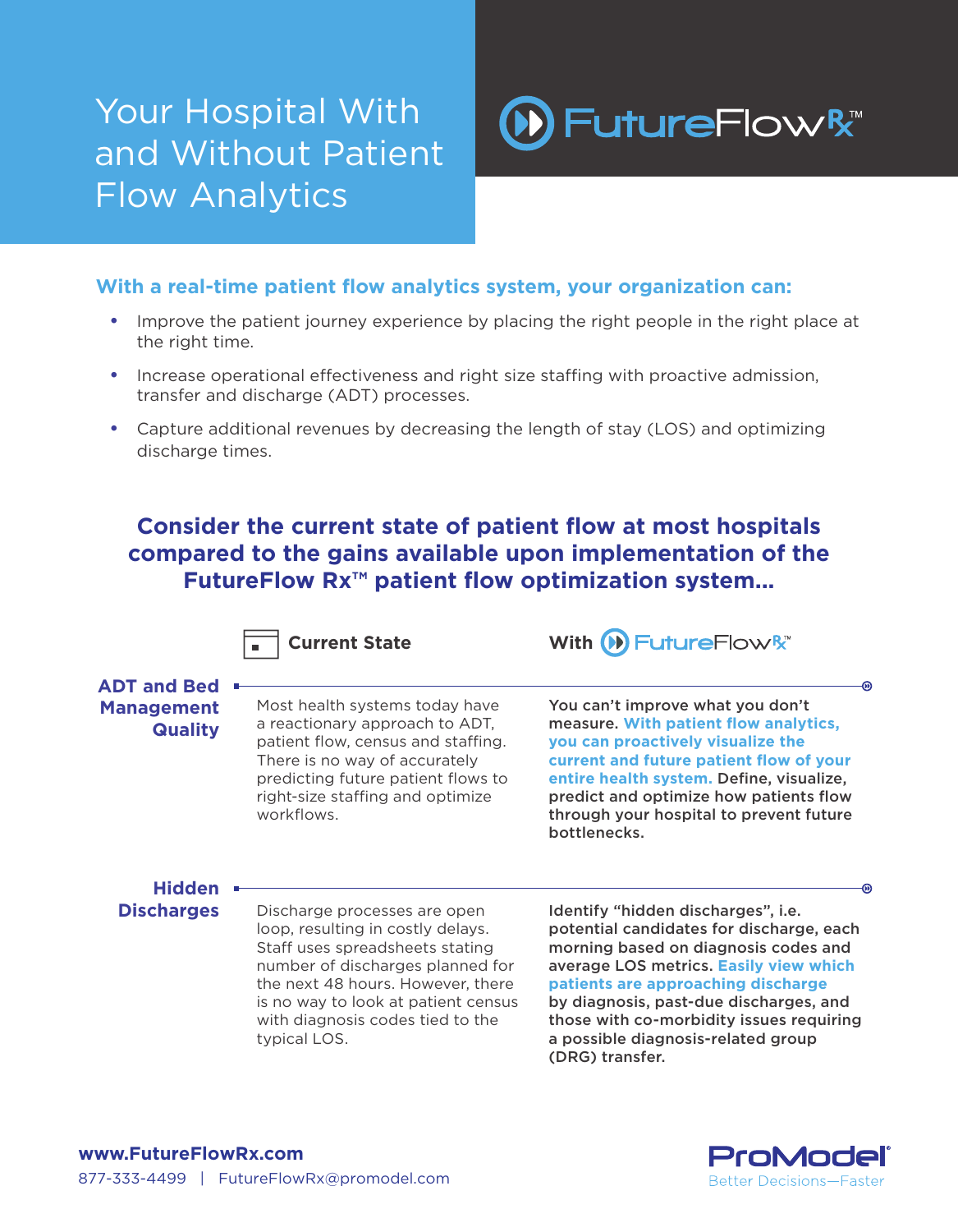# Your Hospital With and Without Patient Flow Analytics

FutureFlow Rx™

## With a real-time patient flow analytics system, your organization can:

- Improve the patient journey experience by placing the right people in the right place at the right time.
- Increase operational effectiveness and right size staffing with proactive admission, transfer and discharge (ADT) processes.
- Capture additional revenues by decreasing the length of stay (LOS) and optimizing discharge times.

## Consider the current state of patient flow at most hospitals compared to the gains available upon implementation of the FutureFlow Rx™ patient flow optimization system...

| | Current State | With FutureFlow Rx™ |
|---|---|---|
| **ADT and Bed Management Quality** | Most health systems today have a reactionary approach to ADT, patient flow, census and staffing. There is no way of accurately predicting future patient flows to right-size staffing and optimize workflows. | **You can't improve what you don't measure. With patient flow analytics, you can proactively visualize the current and future patient flow of your entire health system. Define, visualize, predict and optimize how patients flow through your hospital to prevent future bottlenecks.** |
| **Hidden Discharges** | Discharge processes are open loop, resulting in costly delays. Staff uses spreadsheets stating number of discharges planned for the next 48 hours. However, there is no way to look at patient census with diagnosis codes tied to the typical LOS. | **Identify "hidden discharges", i.e. potential candidates for discharge, each morning based on diagnosis codes and average LOS metrics. Easily view which patients are approaching discharge by diagnosis, past-due discharges, and those with co-morbidity issues requiring a possible diagnosis-related group (DRG) transfer.** |

**www.FutureFlowRx.com**

877-333-4499 | FutureFlowRx@promodel.com

ProModel® Better Decisions—Faster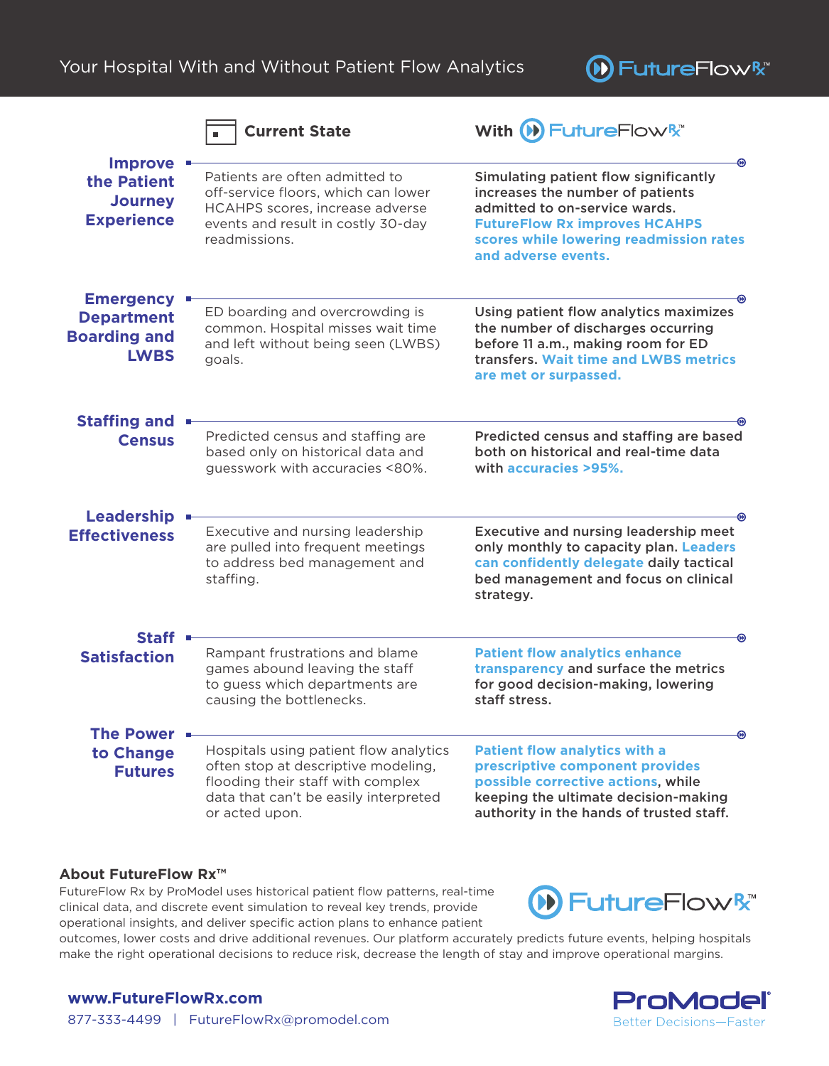# Your Hospital With and Without Patient Flow Analytics

| | Current State | With FutureFlow Rx |
|---|---|---|
| **Improve the Patient Journey Experience** | Patients are often admitted to off-service floors, which can lower HCAHPS scores, increase adverse events and result in costly 30-day readmissions. | **Simulating patient flow significantly increases the number of patients admitted to on-service wards. FutureFlow Rx improves HCAHPS scores while lowering readmission rates and adverse events.** |
| **Emergency Department Boarding and LWBS** | ED boarding and overcrowding is common. Hospital misses wait time and left without being seen (LWBS) goals. | **Using patient flow analytics maximizes the number of discharges occurring before 11 a.m., making room for ED transfers. Wait time and LWBS metrics are met or surpassed.** |
| **Staffing and Census** | Predicted census and staffing are based only on historical data and guesswork with accuracies <80%. | **Predicted census and staffing are based both on historical and real-time data with accuracies >95%.** |
| **Leadership Effectiveness** | Executive and nursing leadership are pulled into frequent meetings to address bed management and staffing. | **Executive and nursing leadership meet only monthly to capacity plan. Leaders can confidently delegate daily tactical bed management and focus on clinical strategy.** |
| **Staff Satisfaction** | Rampant frustrations and blame games abound leaving the staff to guess which departments are causing the bottlenecks. | **Patient flow analytics enhance transparency and surface the metrics for good decision-making, lowering staff stress.** |
| **The Power to Change Futures** | Hospitals using patient flow analytics often stop at descriptive modeling, flooding their staff with complex data that can't be easily interpreted or acted upon. | **Patient flow analytics with a prescriptive component provides possible corrective actions, while keeping the ultimate decision-making authority in the hands of trusted staff.** |

### About FutureFlow Rx™

FutureFlow Rx by ProModel uses historical patient flow patterns, real-time clinical data, and discrete event simulation to reveal key trends, provide operational insights, and deliver specific action plans to enhance patient outcomes, lower costs and drive additional revenues. Our platform accurately predicts future events, helping hospitals make the right operational decisions to reduce risk, decrease the length of stay and improve operational margins.

**www.FutureFlowRx.com**

877-333-4499 | FutureFlowRx@promodel.com

ProModel
Better Decisions—Faster